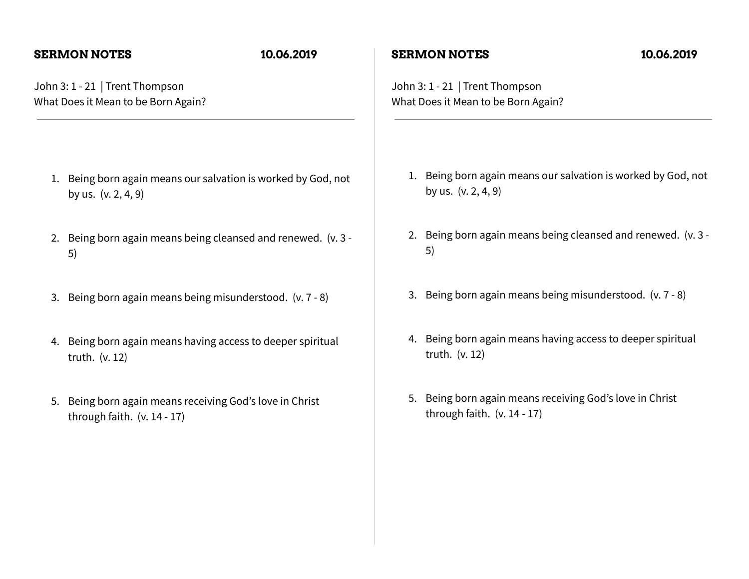**SERMON NOTES** **10.06.2019**

John 3: 1 - 21 | Trent Thompson
What Does it Mean to be Born Again?

---

1. Being born again means our salvation is worked by God, not by us. (v. 2, 4, 9)

2. Being born again means being cleansed and renewed. (v. 3 - 5)

3. Being born again means being misunderstood. (v. 7 - 8)

4. Being born again means having access to deeper spiritual truth. (v. 12)

5. Being born again means receiving God's love in Christ through faith. (v. 14 - 17)

**SERMON NOTES** **10.06.2019**

John 3: 1 - 21 | Trent Thompson
What Does it Mean to be Born Again?

---

1. Being born again means our salvation is worked by God, not by us. (v. 2, 4, 9)

2. Being born again means being cleansed and renewed. (v. 3 - 5)

3. Being born again means being misunderstood. (v. 7 - 8)

4. Being born again means having access to deeper spiritual truth. (v. 12)

5. Being born again means receiving God's love in Christ through faith. (v. 14 - 17)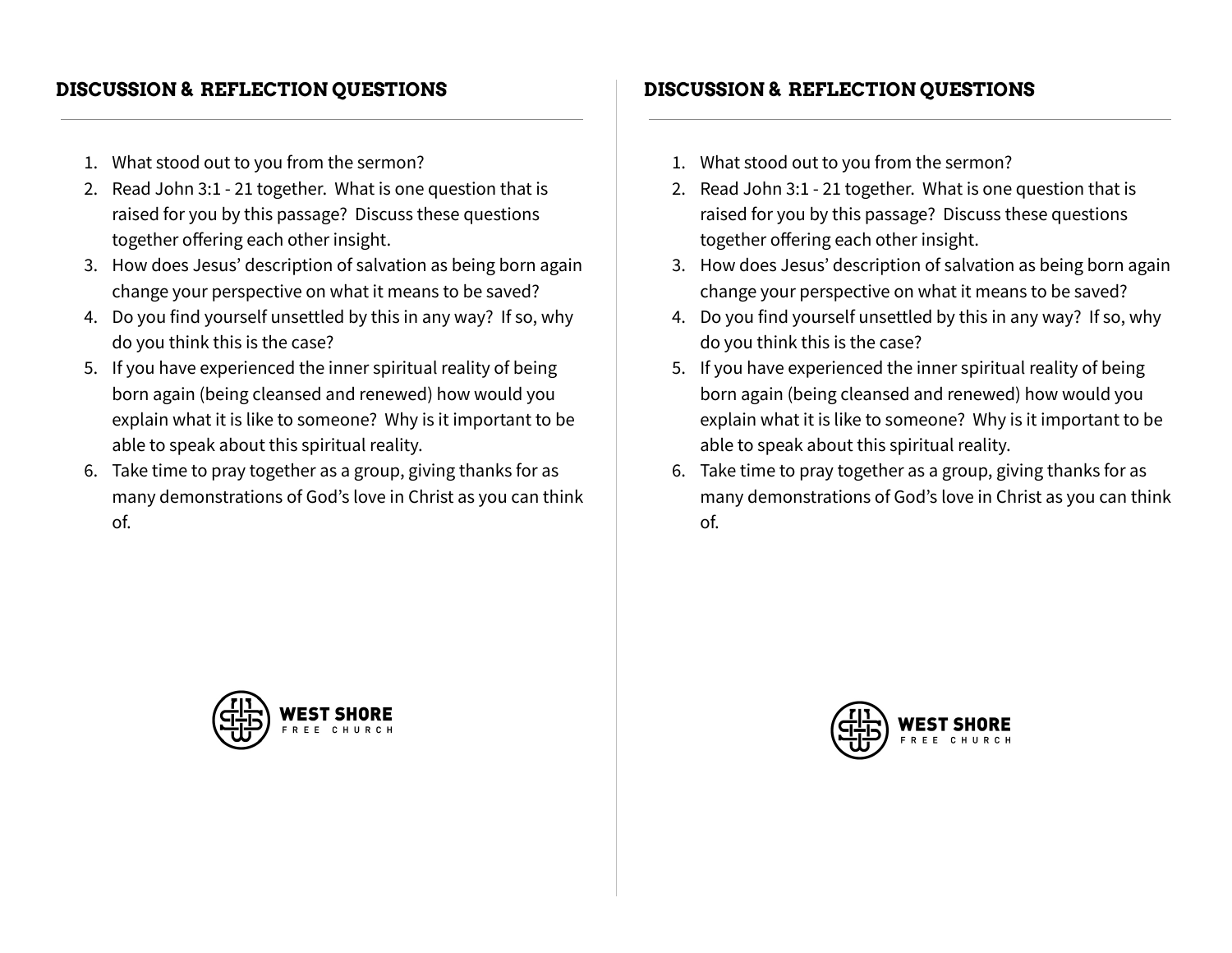## DISCUSSION & REFLECTION QUESTIONS

1. What stood out to you from the sermon?
2. Read John 3:1 - 21 together. What is one question that is raised for you by this passage? Discuss these questions together offering each other insight.
3. How does Jesus' description of salvation as being born again change your perspective on what it means to be saved?
4. Do you find yourself unsettled by this in any way? If so, why do you think this is the case?
5. If you have experienced the inner spiritual reality of being born again (being cleansed and renewed) how would you explain what it is like to someone? Why is it important to be able to speak about this spiritual reality.
6. Take time to pray together as a group, giving thanks for as many demonstrations of God's love in Christ as you can think of.

WEST SHORE
FREE CHURCH

## DISCUSSION & REFLECTION QUESTIONS

1. What stood out to you from the sermon?
2. Read John 3:1 - 21 together. What is one question that is raised for you by this passage? Discuss these questions together offering each other insight.
3. How does Jesus' description of salvation as being born again change your perspective on what it means to be saved?
4. Do you find yourself unsettled by this in any way? If so, why do you think this is the case?
5. If you have experienced the inner spiritual reality of being born again (being cleansed and renewed) how would you explain what it is like to someone? Why is it important to be able to speak about this spiritual reality.
6. Take time to pray together as a group, giving thanks for as many demonstrations of God's love in Christ as you can think of.

WEST SHORE
FREE CHURCH